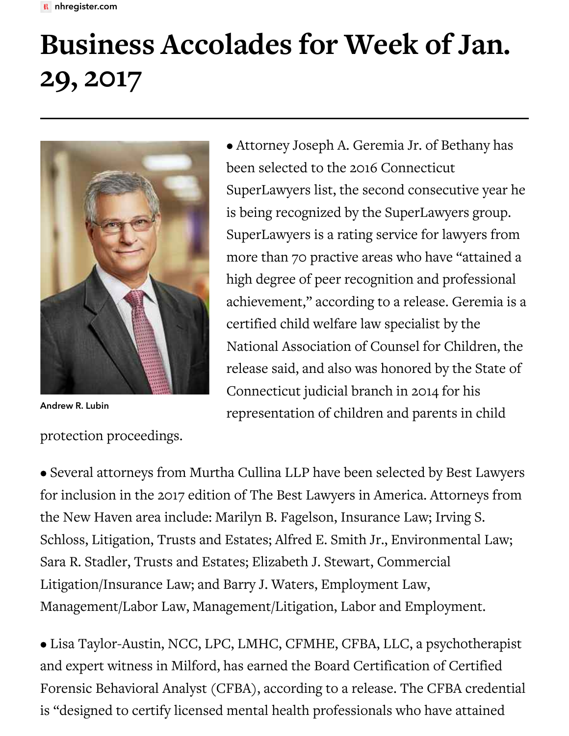# Business Accolades for Week of Jan. 29, 2017

Andrew R. Lubin

• Attorney Joseph A. Geremia Jr. of Bethany has been selected to the 2016 Connecticut SuperLawyers list, the second consecutive year he is being recognized by the SuperLawyers group. SuperLawyers is a rating service for lawyers from more than 70 practive areas who have "attained a high degree of peer recognition and professional achievement," according to a release. Geremia is a certified child welfare law specialist by the National Association of Counsel for Children, the release said, and also was honored by the State of Connecticut judicial branch in 2014 for his representation of children and parents in child protection proceedings.

• Several attorneys from Murtha Cullina LLP have been selected by Best Lawyers for inclusion in the 2017 edition of The Best Lawyers in America. Attorneys from the New Haven area include: Marilyn B. Fagelson, Insurance Law; Irving S. Schloss, Litigation, Trusts and Estates; Alfred E. Smith Jr., Environmental Law; Sara R. Stadler, Trusts and Estates; Elizabeth J. Stewart, Commercial Litigation/Insurance Law; and Barry J. Waters, Employment Law, Management/Labor Law, Management/Litigation, Labor and Employment.

• Lisa Taylor-Austin, NCC, LPC, LMHC, CFMHE, CFBA, LLC, a psychotherapist and expert witness in Milford, has earned the Board Certification of Certified Forensic Behavioral Analyst (CFBA), according to a release. The CFBA credential is "designed to certify licensed mental health professionals who have attained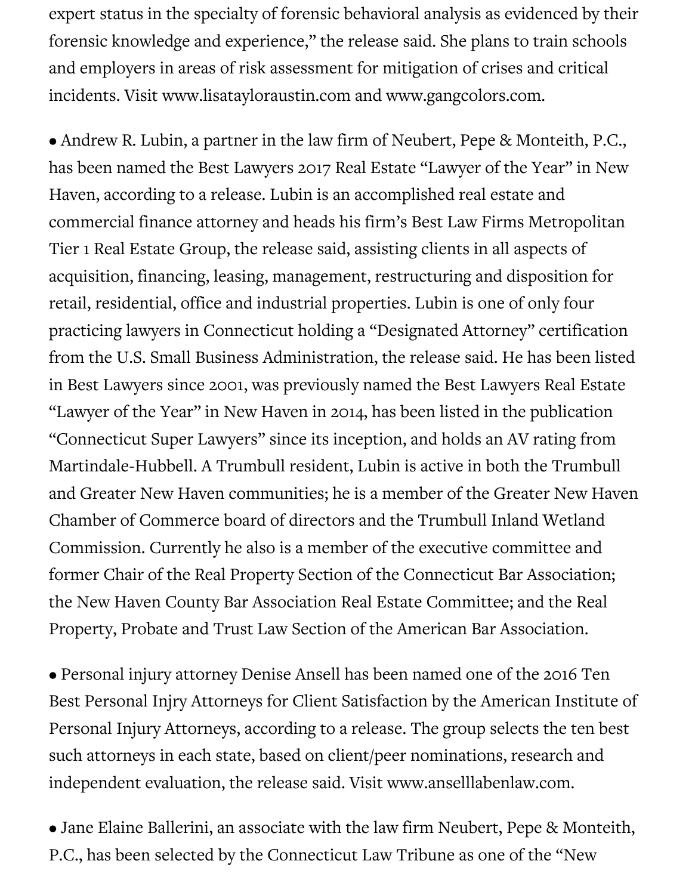expert status in the specialty of forensic behavioral analysis as evidenced by their forensic knowledge and experience," the release said. She plans to train schools and employers in areas of risk assessment for mitigation of crises and critical incidents. Visit www.lisataylorаustin.com and www.gangcolors.com.

- Andrew R. Lubin, a partner in the law firm of Neubert, Pepe & Monteith, P.C., has been named the Best Lawyers 2017 Real Estate "Lawyer of the Year" in New Haven, according to a release. Lubin is an accomplished real estate and commercial finance attorney and heads his firm's Best Law Firms Metropolitan Tier 1 Real Estate Group, the release said, assisting clients in all aspects of acquisition, financing, leasing, management, restructuring and disposition for retail, residential, office and industrial properties. Lubin is one of only four practicing lawyers in Connecticut holding a "Designated Attorney" certification from the U.S. Small Business Administration, the release said. He has been listed in Best Lawyers since 2001, was previously named the Best Lawyers Real Estate "Lawyer of the Year" in New Haven in 2014, has been listed in the publication "Connecticut Super Lawyers" since its inception, and holds an AV rating from Martindale-Hubbell. A Trumbull resident, Lubin is active in both the Trumbull and Greater New Haven communities; he is a member of the Greater New Haven Chamber of Commerce board of directors and the Trumbull Inland Wetland Commission. Currently he also is a member of the executive committee and former Chair of the Real Property Section of the Connecticut Bar Association; the New Haven County Bar Association Real Estate Committee; and the Real Property, Probate and Trust Law Section of the American Bar Association.

- Personal injury attorney Denise Ansell has been named one of the 2016 Ten Best Personal Injry Attorneys for Client Satisfaction by the American Institute of Personal Injury Attorneys, according to a release. The group selects the ten best such attorneys in each state, based on client/peer nominations, research and independent evaluation, the release said. Visit www.anselllabenlaw.com.

- Jane Elaine Ballerini, an associate with the law firm Neubert, Pepe & Monteith, P.C., has been selected by the Connecticut Law Tribune as one of the "New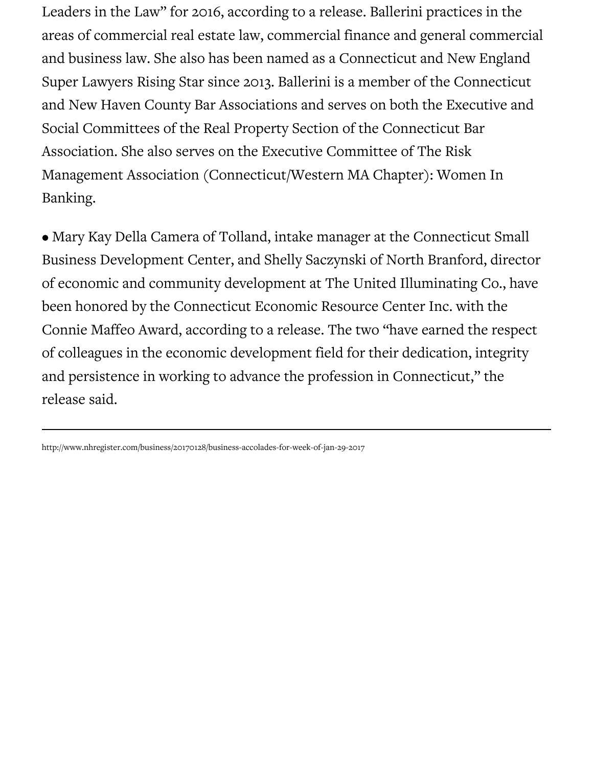Leaders in the Law" for 2016, according to a release. Ballerini practices in the areas of commercial real estate law, commercial finance and general commercial and business law. She also has been named as a Connecticut and New England Super Lawyers Rising Star since 2013. Ballerini is a member of the Connecticut and New Haven County Bar Associations and serves on both the Executive and Social Committees of the Real Property Section of the Connecticut Bar Association. She also serves on the Executive Committee of The Risk Management Association (Connecticut/Western MA Chapter): Women In Banking.

• Mary Kay Della Camera of Tolland, intake manager at the Connecticut Small Business Development Center, and Shelly Saczynski of North Branford, director of economic and community development at The United Illuminating Co., have been honored by the Connecticut Economic Resource Center Inc. with the Connie Maffeo Award, according to a release. The two "have earned the respect of colleagues in the economic development field for their dedication, integrity and persistence in working to advance the profession in Connecticut," the release said.

---

http://www.nhregister.com/business/20170128/business-accolades-for-week-of-jan-29-2017